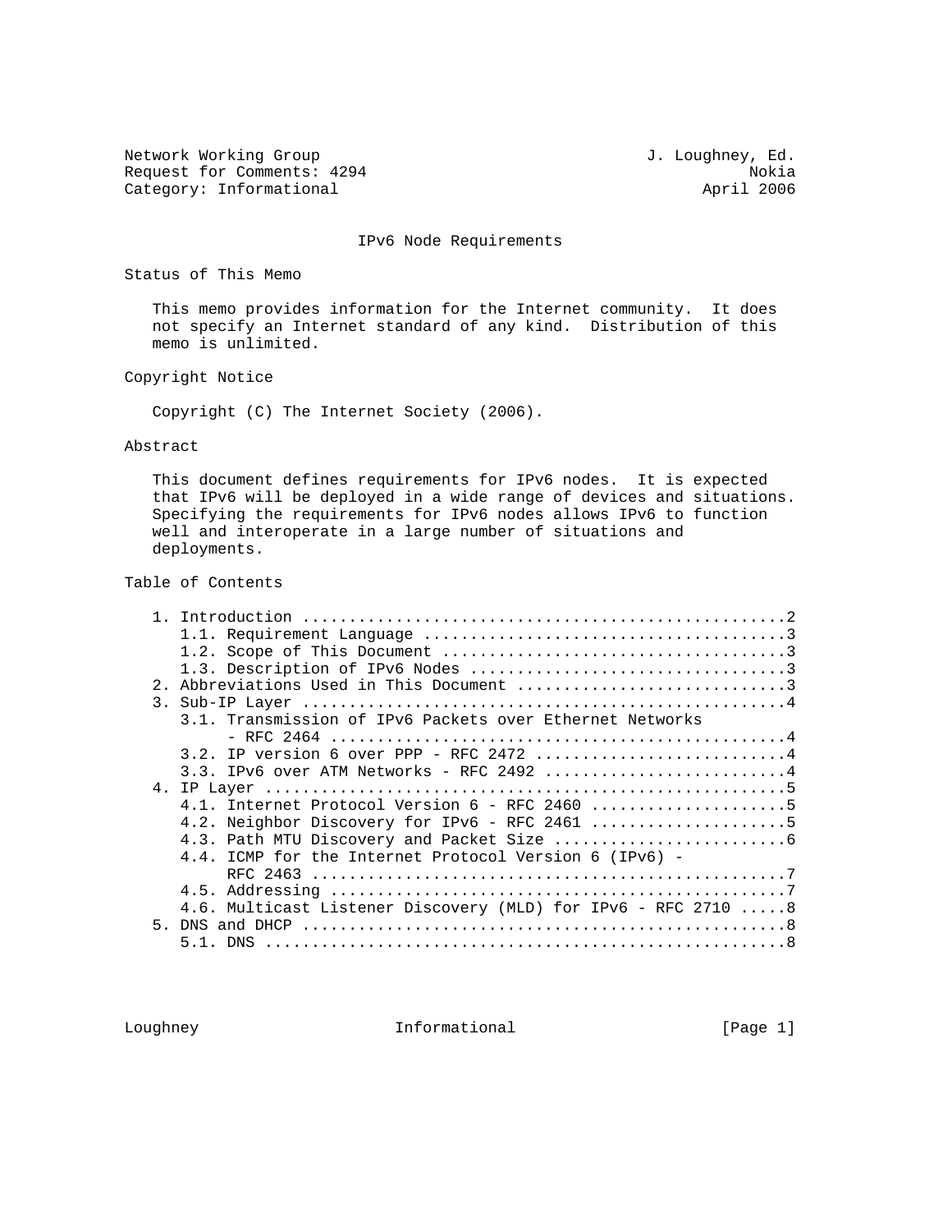Network Working Group J. Loughney, Ed.
Request for Comments: 4294 Nokia
Category: Informational April 2006

# IPv6 Node Requirements

## Status of This Memo

This memo provides information for the Internet community. It does not specify an Internet standard of any kind. Distribution of this memo is unlimited.

## Copyright Notice

Copyright (C) The Internet Society (2006).

## Abstract

This document defines requirements for IPv6 nodes. It is expected that IPv6 will be deployed in a wide range of devices and situations. Specifying the requirements for IPv6 nodes allows IPv6 to function well and interoperate in a large number of situations and deployments.

## Table of Contents

```
   1. Introduction ....................................................2
      1.1. Requirement Language .......................................3
      1.2. Scope of This Document .....................................3
      1.3. Description of IPv6 Nodes ..................................3
   2. Abbreviations Used in This Document .............................3
   3. Sub-IP Layer ....................................................4
      3.1. Transmission of IPv6 Packets over Ethernet Networks
           - RFC 2464 .................................................4
      3.2. IP version 6 over PPP - RFC 2472 ...........................4
      3.3. IPv6 over ATM Networks - RFC 2492 ..........................4
   4. IP Layer ........................................................5
      4.1. Internet Protocol Version 6 - RFC 2460 .....................5
      4.2. Neighbor Discovery for IPv6 - RFC 2461 .....................5
      4.3. Path MTU Discovery and Packet Size .........................6
      4.4. ICMP for the Internet Protocol Version 6 (IPv6) -
           RFC 2463 ...................................................7
      4.5. Addressing .................................................7
      4.6. Multicast Listener Discovery (MLD) for IPv6 - RFC 2710 .....8
   5. DNS and DHCP ....................................................8
      5.1. DNS ........................................................8
```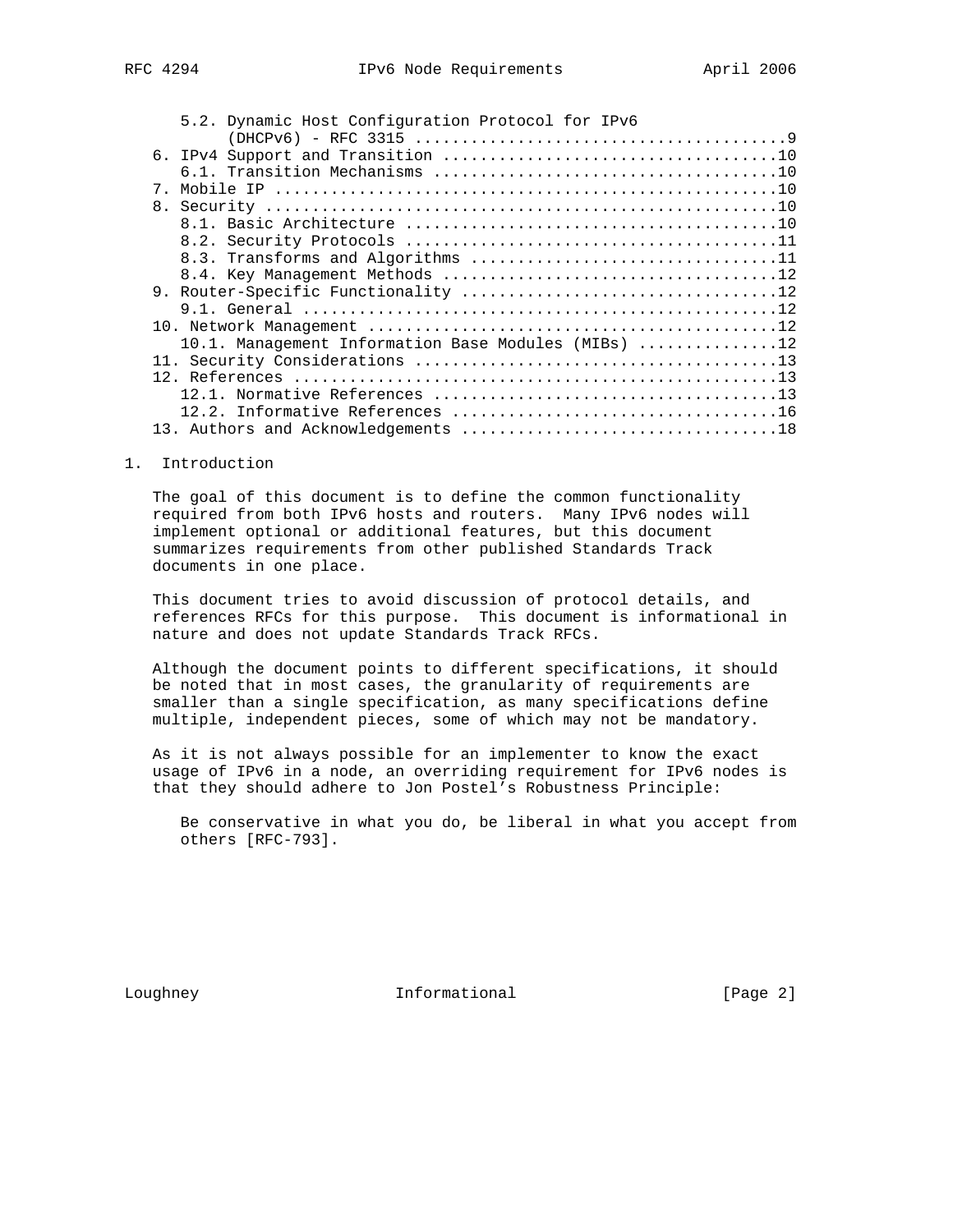5.2. Dynamic Host Configuration Protocol for IPv6 (DHCPv6) - RFC 3315 ....................................9
6. IPv4 Support and Transition ...................................10
6.1. Transition Mechanisms ....................................10
7. Mobile IP .....................................................10
8. Security ......................................................10
8.1. Basic Architecture .......................................10
8.2. Security Protocols .......................................11
8.3. Transforms and Algorithms ................................11
8.4. Key Management Methods ...................................12
9. Router-Specific Functionality .................................12
9.1. General ..................................................12
10. Network Management ...........................................12
10.1. Management Information Base Modules (MIBs) ..............12
11. Security Considerations ......................................13
12. References ...................................................13
12.1. Normative References ....................................13
12.2. Informative References ..................................16
13. Authors and Acknowledgements .................................18

## 1. Introduction

The goal of this document is to define the common functionality required from both IPv6 hosts and routers. Many IPv6 nodes will implement optional or additional features, but this document summarizes requirements from other published Standards Track documents in one place.

This document tries to avoid discussion of protocol details, and references RFCs for this purpose. This document is informational in nature and does not update Standards Track RFCs.

Although the document points to different specifications, it should be noted that in most cases, the granularity of requirements are smaller than a single specification, as many specifications define multiple, independent pieces, some of which may not be mandatory.

As it is not always possible for an implementer to know the exact usage of IPv6 in a node, an overriding requirement for IPv6 nodes is that they should adhere to Jon Postel's Robustness Principle:

> Be conservative in what you do, be liberal in what you accept from others [RFC-793].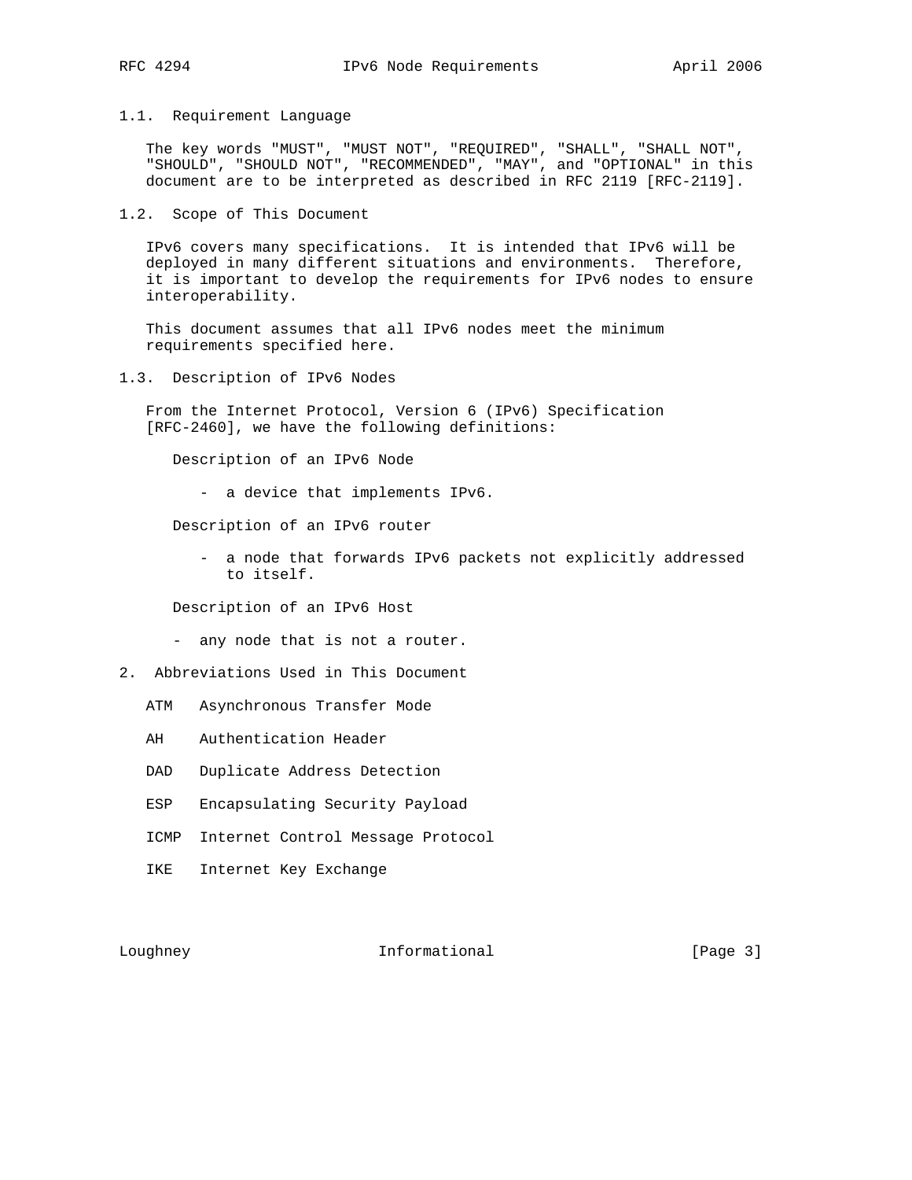### 1.1. Requirement Language

The key words "MUST", "MUST NOT", "REQUIRED", "SHALL", "SHALL NOT", "SHOULD", "SHOULD NOT", "RECOMMENDED", "MAY", and "OPTIONAL" in this document are to be interpreted as described in RFC 2119 [RFC-2119].

### 1.2. Scope of This Document

IPv6 covers many specifications. It is intended that IPv6 will be deployed in many different situations and environments. Therefore, it is important to develop the requirements for IPv6 nodes to ensure interoperability.

This document assumes that all IPv6 nodes meet the minimum requirements specified here.

### 1.3. Description of IPv6 Nodes

From the Internet Protocol, Version 6 (IPv6) Specification [RFC-2460], we have the following definitions:

Description of an IPv6 Node

- a device that implements IPv6.

Description of an IPv6 router

- a node that forwards IPv6 packets not explicitly addressed to itself.

Description of an IPv6 Host

- any node that is not a router.

## 2. Abbreviations Used in This Document

ATM Asynchronous Transfer Mode

AH Authentication Header

DAD Duplicate Address Detection

ESP Encapsulating Security Payload

ICMP Internet Control Message Protocol

IKE Internet Key Exchange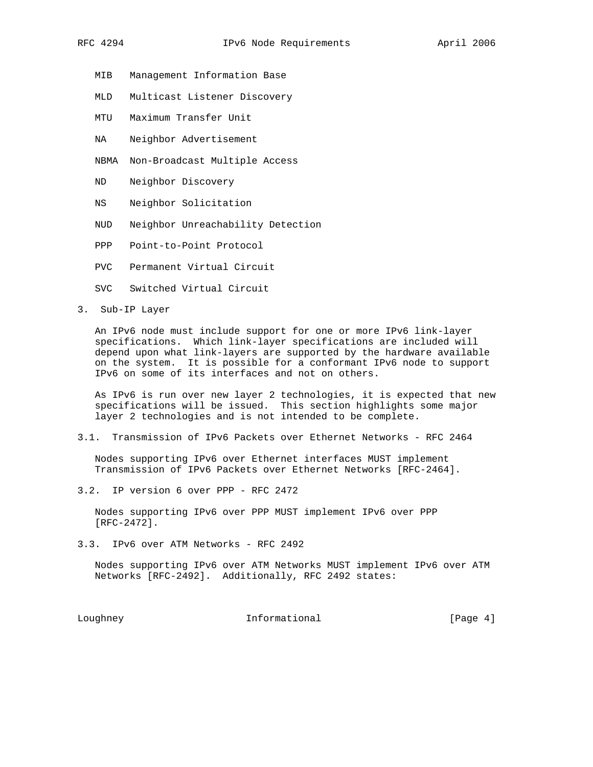MIB Management Information Base

MLD Multicast Listener Discovery

MTU Maximum Transfer Unit

NA Neighbor Advertisement

NBMA Non-Broadcast Multiple Access

ND Neighbor Discovery

NS Neighbor Solicitation

NUD Neighbor Unreachability Detection

PPP Point-to-Point Protocol

PVC Permanent Virtual Circuit

SVC Switched Virtual Circuit

## 3. Sub-IP Layer

An IPv6 node must include support for one or more IPv6 link-layer specifications. Which link-layer specifications are included will depend upon what link-layers are supported by the hardware available on the system. It is possible for a conformant IPv6 node to support IPv6 on some of its interfaces and not on others.

As IPv6 is run over new layer 2 technologies, it is expected that new specifications will be issued. This section highlights some major layer 2 technologies and is not intended to be complete.

### 3.1. Transmission of IPv6 Packets over Ethernet Networks - RFC 2464

Nodes supporting IPv6 over Ethernet interfaces MUST implement Transmission of IPv6 Packets over Ethernet Networks [RFC-2464].

### 3.2. IP version 6 over PPP - RFC 2472

Nodes supporting IPv6 over PPP MUST implement IPv6 over PPP [RFC-2472].

### 3.3. IPv6 over ATM Networks - RFC 2492

Nodes supporting IPv6 over ATM Networks MUST implement IPv6 over ATM Networks [RFC-2492]. Additionally, RFC 2492 states: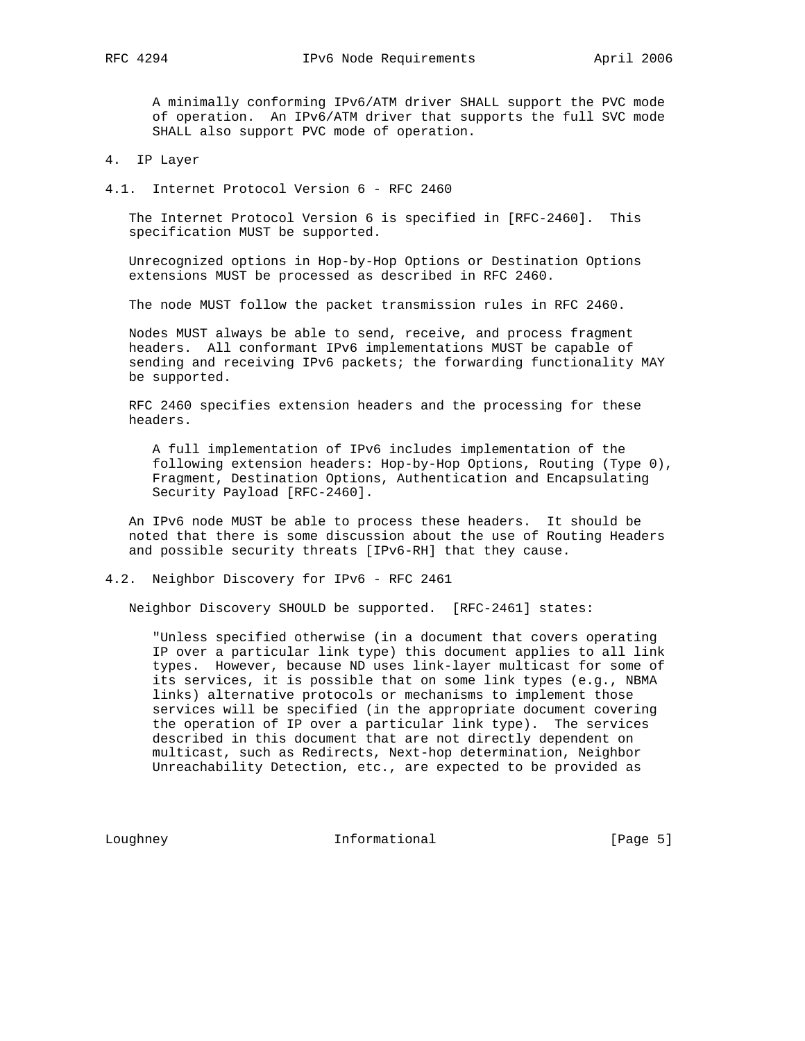A minimally conforming IPv6/ATM driver SHALL support the PVC mode of operation. An IPv6/ATM driver that supports the full SVC mode SHALL also support PVC mode of operation.

# 4. IP Layer

## 4.1. Internet Protocol Version 6 - RFC 2460

The Internet Protocol Version 6 is specified in [RFC-2460]. This specification MUST be supported.

Unrecognized options in Hop-by-Hop Options or Destination Options extensions MUST be processed as described in RFC 2460.

The node MUST follow the packet transmission rules in RFC 2460.

Nodes MUST always be able to send, receive, and process fragment headers. All conformant IPv6 implementations MUST be capable of sending and receiving IPv6 packets; the forwarding functionality MAY be supported.

RFC 2460 specifies extension headers and the processing for these headers.

> A full implementation of IPv6 includes implementation of the following extension headers: Hop-by-Hop Options, Routing (Type 0), Fragment, Destination Options, Authentication and Encapsulating Security Payload [RFC-2460].

An IPv6 node MUST be able to process these headers. It should be noted that there is some discussion about the use of Routing Headers and possible security threats [IPv6-RH] that they cause.

## 4.2. Neighbor Discovery for IPv6 - RFC 2461

Neighbor Discovery SHOULD be supported. [RFC-2461] states:

> "Unless specified otherwise (in a document that covers operating IP over a particular link type) this document applies to all link types. However, because ND uses link-layer multicast for some of its services, it is possible that on some link types (e.g., NBMA links) alternative protocols or mechanisms to implement those services will be specified (in the appropriate document covering the operation of IP over a particular link type). The services described in this document that are not directly dependent on multicast, such as Redirects, Next-hop determination, Neighbor Unreachability Detection, etc., are expected to be provided as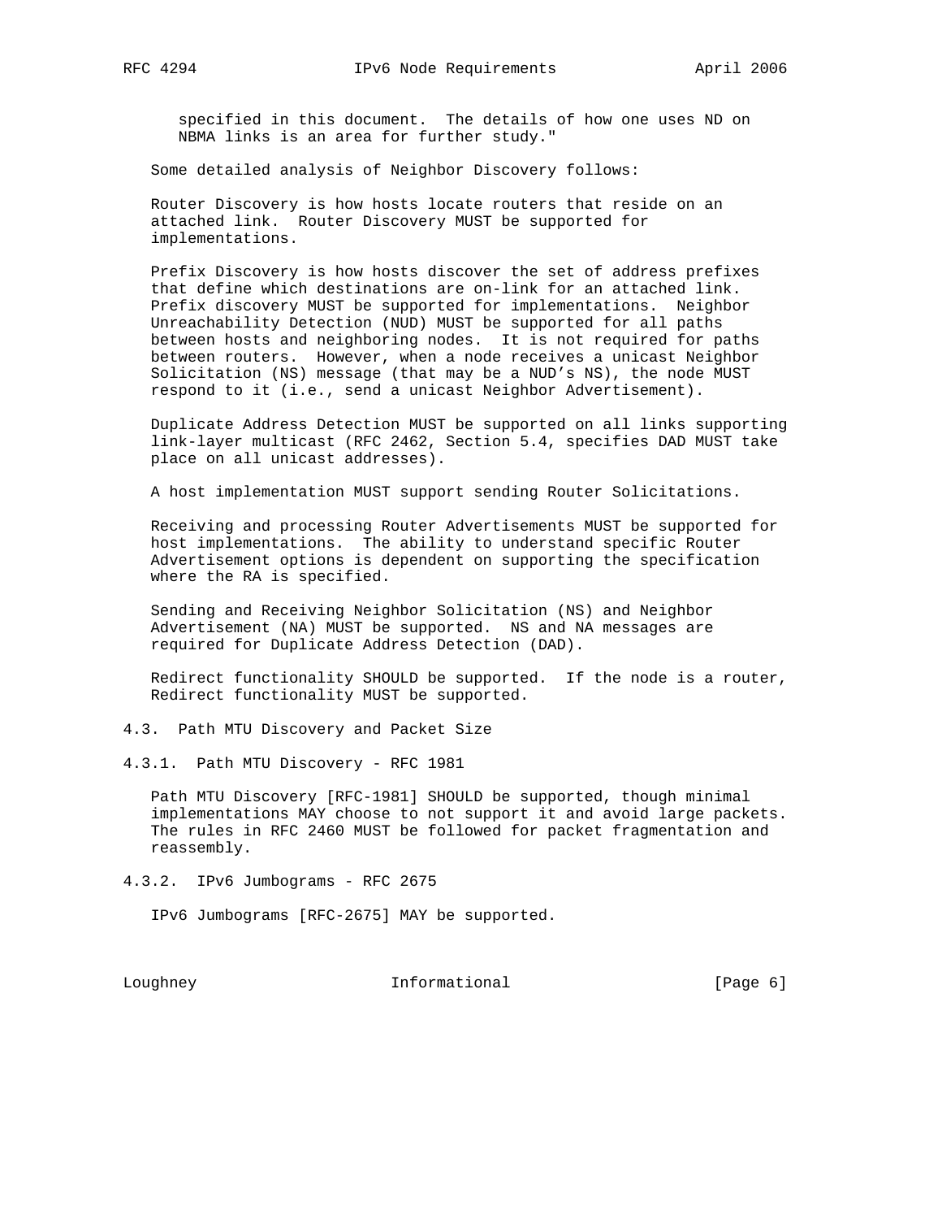specified in this document. The details of how one uses ND on NBMA links is an area for further study."

Some detailed analysis of Neighbor Discovery follows:

Router Discovery is how hosts locate routers that reside on an attached link. Router Discovery MUST be supported for implementations.

Prefix Discovery is how hosts discover the set of address prefixes that define which destinations are on-link for an attached link. Prefix discovery MUST be supported for implementations. Neighbor Unreachability Detection (NUD) MUST be supported for all paths between hosts and neighboring nodes. It is not required for paths between routers. However, when a node receives a unicast Neighbor Solicitation (NS) message (that may be a NUD's NS), the node MUST respond to it (i.e., send a unicast Neighbor Advertisement).

Duplicate Address Detection MUST be supported on all links supporting link-layer multicast (RFC 2462, Section 5.4, specifies DAD MUST take place on all unicast addresses).

A host implementation MUST support sending Router Solicitations.

Receiving and processing Router Advertisements MUST be supported for host implementations. The ability to understand specific Router Advertisement options is dependent on supporting the specification where the RA is specified.

Sending and Receiving Neighbor Solicitation (NS) and Neighbor Advertisement (NA) MUST be supported. NS and NA messages are required for Duplicate Address Detection (DAD).

Redirect functionality SHOULD be supported. If the node is a router, Redirect functionality MUST be supported.

## 4.3. Path MTU Discovery and Packet Size

### 4.3.1. Path MTU Discovery - RFC 1981

Path MTU Discovery [RFC-1981] SHOULD be supported, though minimal implementations MAY choose to not support it and avoid large packets. The rules in RFC 2460 MUST be followed for packet fragmentation and reassembly.

### 4.3.2. IPv6 Jumbograms - RFC 2675

IPv6 Jumbograms [RFC-2675] MAY be supported.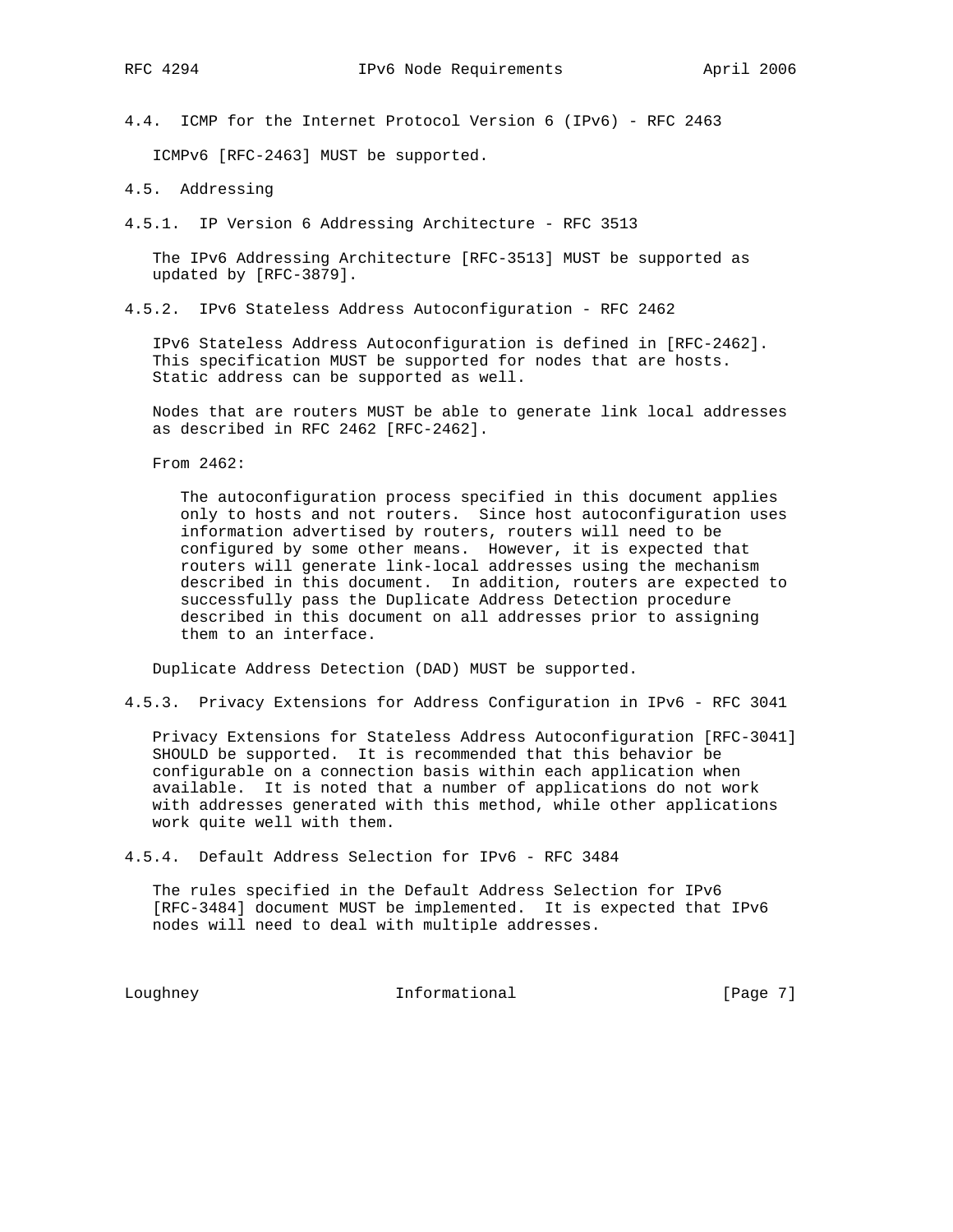### 4.4. ICMP for the Internet Protocol Version 6 (IPv6) - RFC 2463

ICMPv6 [RFC-2463] MUST be supported.

### 4.5. Addressing

#### 4.5.1. IP Version 6 Addressing Architecture - RFC 3513

The IPv6 Addressing Architecture [RFC-3513] MUST be supported as updated by [RFC-3879].

#### 4.5.2. IPv6 Stateless Address Autoconfiguration - RFC 2462

IPv6 Stateless Address Autoconfiguration is defined in [RFC-2462]. This specification MUST be supported for nodes that are hosts. Static address can be supported as well.

Nodes that are routers MUST be able to generate link local addresses as described in RFC 2462 [RFC-2462].

From 2462:

> The autoconfiguration process specified in this document applies only to hosts and not routers. Since host autoconfiguration uses information advertised by routers, routers will need to be configured by some other means. However, it is expected that routers will generate link-local addresses using the mechanism described in this document. In addition, routers are expected to successfully pass the Duplicate Address Detection procedure described in this document on all addresses prior to assigning them to an interface.

Duplicate Address Detection (DAD) MUST be supported.

#### 4.5.3. Privacy Extensions for Address Configuration in IPv6 - RFC 3041

Privacy Extensions for Stateless Address Autoconfiguration [RFC-3041] SHOULD be supported. It is recommended that this behavior be configurable on a connection basis within each application when available. It is noted that a number of applications do not work with addresses generated with this method, while other applications work quite well with them.

#### 4.5.4. Default Address Selection for IPv6 - RFC 3484

The rules specified in the Default Address Selection for IPv6 [RFC-3484] document MUST be implemented. It is expected that IPv6 nodes will need to deal with multiple addresses.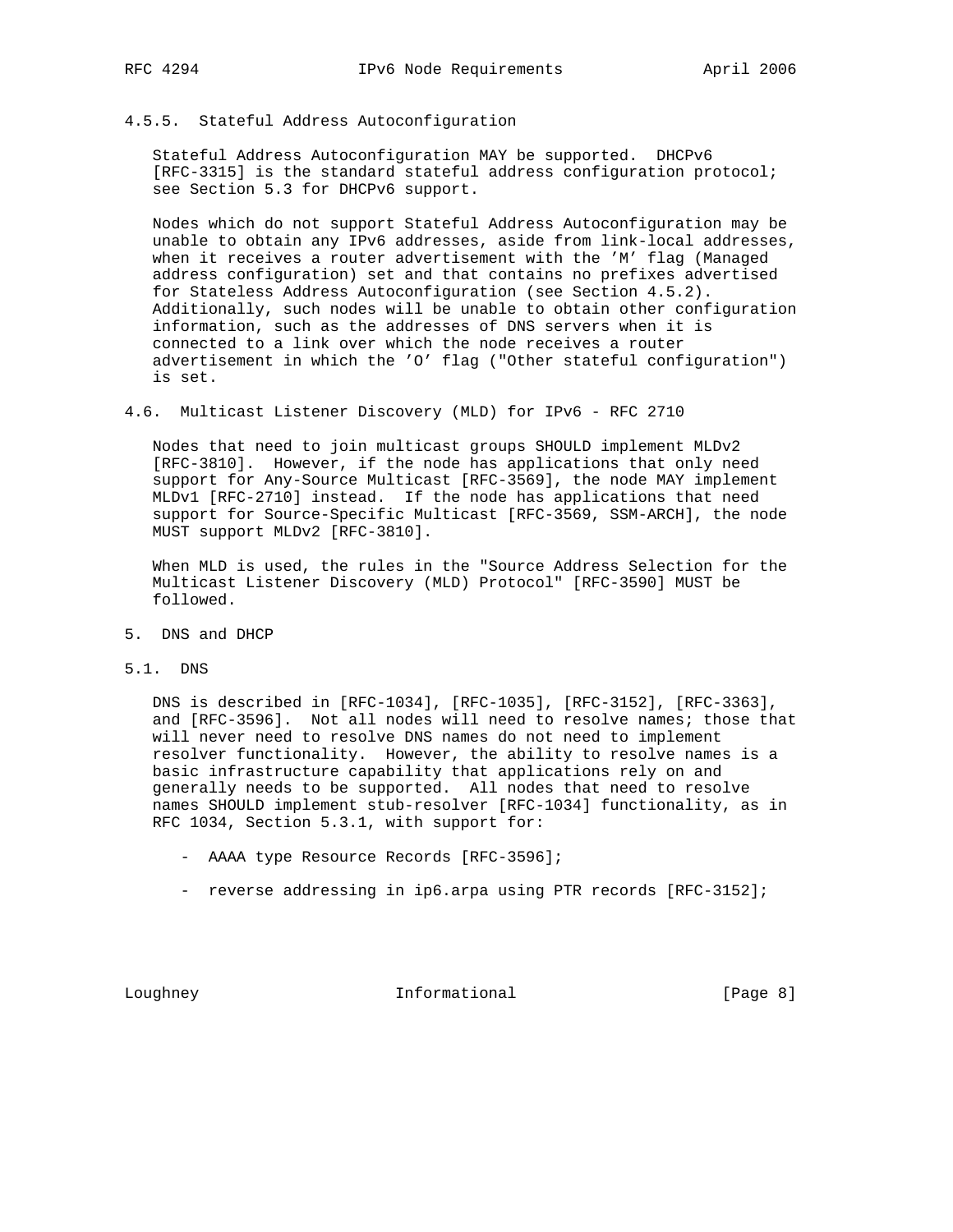### 4.5.5. Stateful Address Autoconfiguration

Stateful Address Autoconfiguration MAY be supported. DHCPv6 [RFC-3315] is the standard stateful address configuration protocol; see Section 5.3 for DHCPv6 support.

Nodes which do not support Stateful Address Autoconfiguration may be unable to obtain any IPv6 addresses, aside from link-local addresses, when it receives a router advertisement with the 'M' flag (Managed address configuration) set and that contains no prefixes advertised for Stateless Address Autoconfiguration (see Section 4.5.2). Additionally, such nodes will be unable to obtain other configuration information, such as the addresses of DNS servers when it is connected to a link over which the node receives a router advertisement in which the 'O' flag ("Other stateful configuration") is set.

## 4.6. Multicast Listener Discovery (MLD) for IPv6 - RFC 2710

Nodes that need to join multicast groups SHOULD implement MLDv2 [RFC-3810]. However, if the node has applications that only need support for Any-Source Multicast [RFC-3569], the node MAY implement MLDv1 [RFC-2710] instead. If the node has applications that need support for Source-Specific Multicast [RFC-3569, SSM-ARCH], the node MUST support MLDv2 [RFC-3810].

When MLD is used, the rules in the "Source Address Selection for the Multicast Listener Discovery (MLD) Protocol" [RFC-3590] MUST be followed.

# 5. DNS and DHCP

## 5.1. DNS

DNS is described in [RFC-1034], [RFC-1035], [RFC-3152], [RFC-3363], and [RFC-3596]. Not all nodes will need to resolve names; those that will never need to resolve DNS names do not need to implement resolver functionality. However, the ability to resolve names is a basic infrastructure capability that applications rely on and generally needs to be supported. All nodes that need to resolve names SHOULD implement stub-resolver [RFC-1034] functionality, as in RFC 1034, Section 5.3.1, with support for:

- AAAA type Resource Records [RFC-3596];
- reverse addressing in ip6.arpa using PTR records [RFC-3152];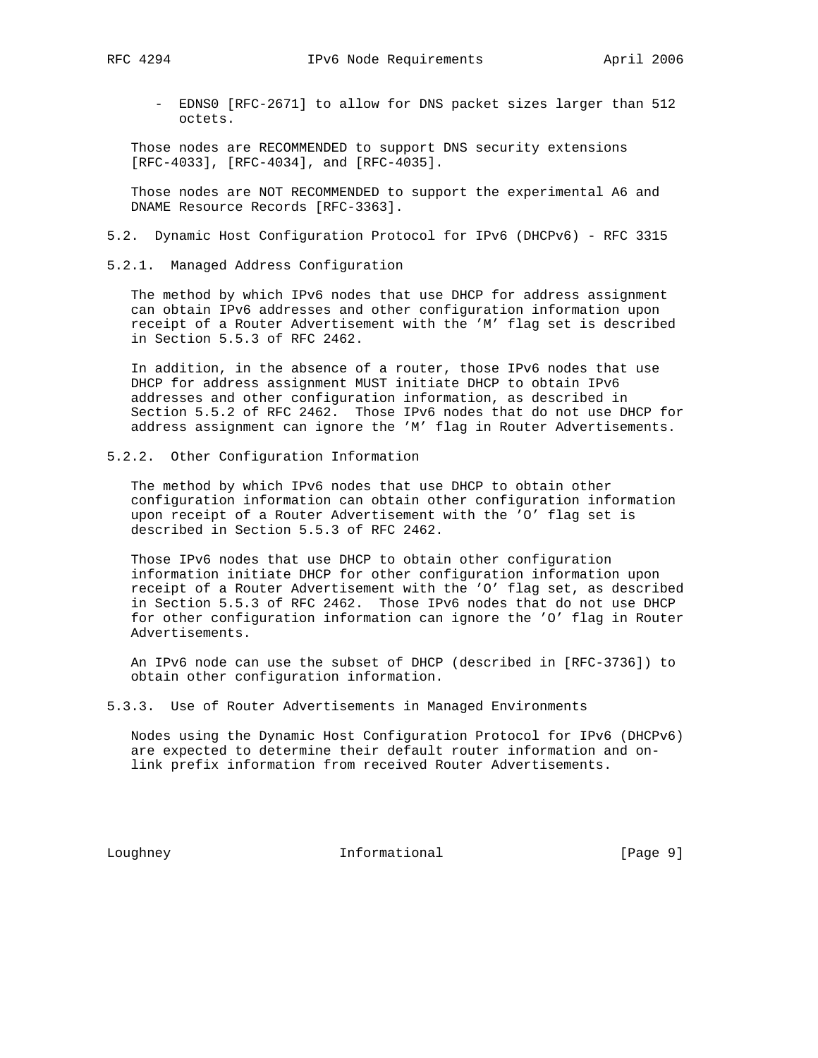- EDNS0 [RFC-2671] to allow for DNS packet sizes larger than 512 octets.

Those nodes are RECOMMENDED to support DNS security extensions [RFC-4033], [RFC-4034], and [RFC-4035].

Those nodes are NOT RECOMMENDED to support the experimental A6 and DNAME Resource Records [RFC-3363].

## 5.2. Dynamic Host Configuration Protocol for IPv6 (DHCPv6) - RFC 3315

### 5.2.1. Managed Address Configuration

The method by which IPv6 nodes that use DHCP for address assignment can obtain IPv6 addresses and other configuration information upon receipt of a Router Advertisement with the 'M' flag set is described in Section 5.5.3 of RFC 2462.

In addition, in the absence of a router, those IPv6 nodes that use DHCP for address assignment MUST initiate DHCP to obtain IPv6 addresses and other configuration information, as described in Section 5.5.2 of RFC 2462. Those IPv6 nodes that do not use DHCP for address assignment can ignore the 'M' flag in Router Advertisements.

### 5.2.2. Other Configuration Information

The method by which IPv6 nodes that use DHCP to obtain other configuration information can obtain other configuration information upon receipt of a Router Advertisement with the 'O' flag set is described in Section 5.5.3 of RFC 2462.

Those IPv6 nodes that use DHCP to obtain other configuration information initiate DHCP for other configuration information upon receipt of a Router Advertisement with the 'O' flag set, as described in Section 5.5.3 of RFC 2462. Those IPv6 nodes that do not use DHCP for other configuration information can ignore the 'O' flag in Router Advertisements.

An IPv6 node can use the subset of DHCP (described in [RFC-3736]) to obtain other configuration information.

### 5.3.3. Use of Router Advertisements in Managed Environments

Nodes using the Dynamic Host Configuration Protocol for IPv6 (DHCPv6) are expected to determine their default router information and on-link prefix information from received Router Advertisements.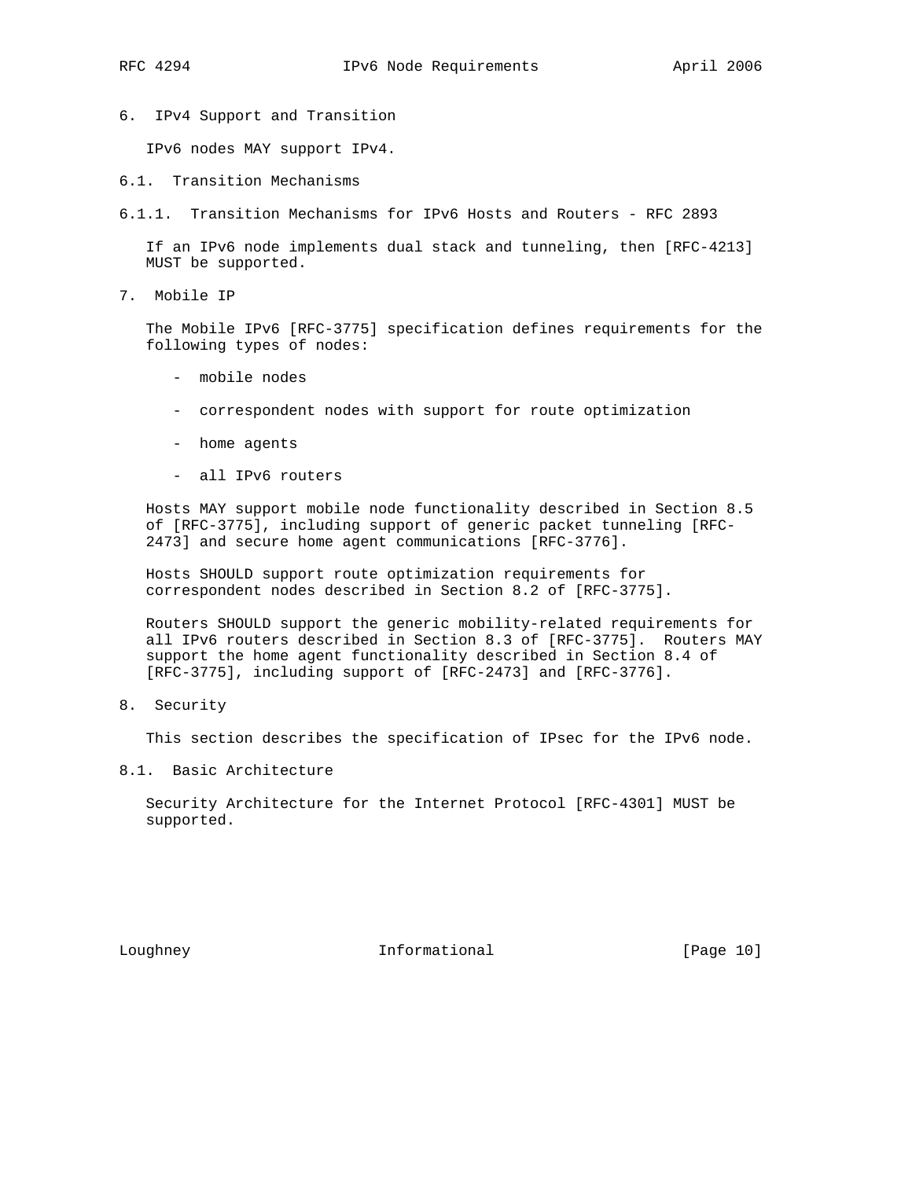## 6. IPv4 Support and Transition

IPv6 nodes MAY support IPv4.

### 6.1. Transition Mechanisms

#### 6.1.1. Transition Mechanisms for IPv6 Hosts and Routers - RFC 2893

If an IPv6 node implements dual stack and tunneling, then [RFC-4213] MUST be supported.

## 7. Mobile IP

The Mobile IPv6 [RFC-3775] specification defines requirements for the following types of nodes:

- mobile nodes
- correspondent nodes with support for route optimization
- home agents
- all IPv6 routers

Hosts MAY support mobile node functionality described in Section 8.5 of [RFC-3775], including support of generic packet tunneling [RFC-2473] and secure home agent communications [RFC-3776].

Hosts SHOULD support route optimization requirements for correspondent nodes described in Section 8.2 of [RFC-3775].

Routers SHOULD support the generic mobility-related requirements for all IPv6 routers described in Section 8.3 of [RFC-3775]. Routers MAY support the home agent functionality described in Section 8.4 of [RFC-3775], including support of [RFC-2473] and [RFC-3776].

## 8. Security

This section describes the specification of IPsec for the IPv6 node.

### 8.1. Basic Architecture

Security Architecture for the Internet Protocol [RFC-4301] MUST be supported.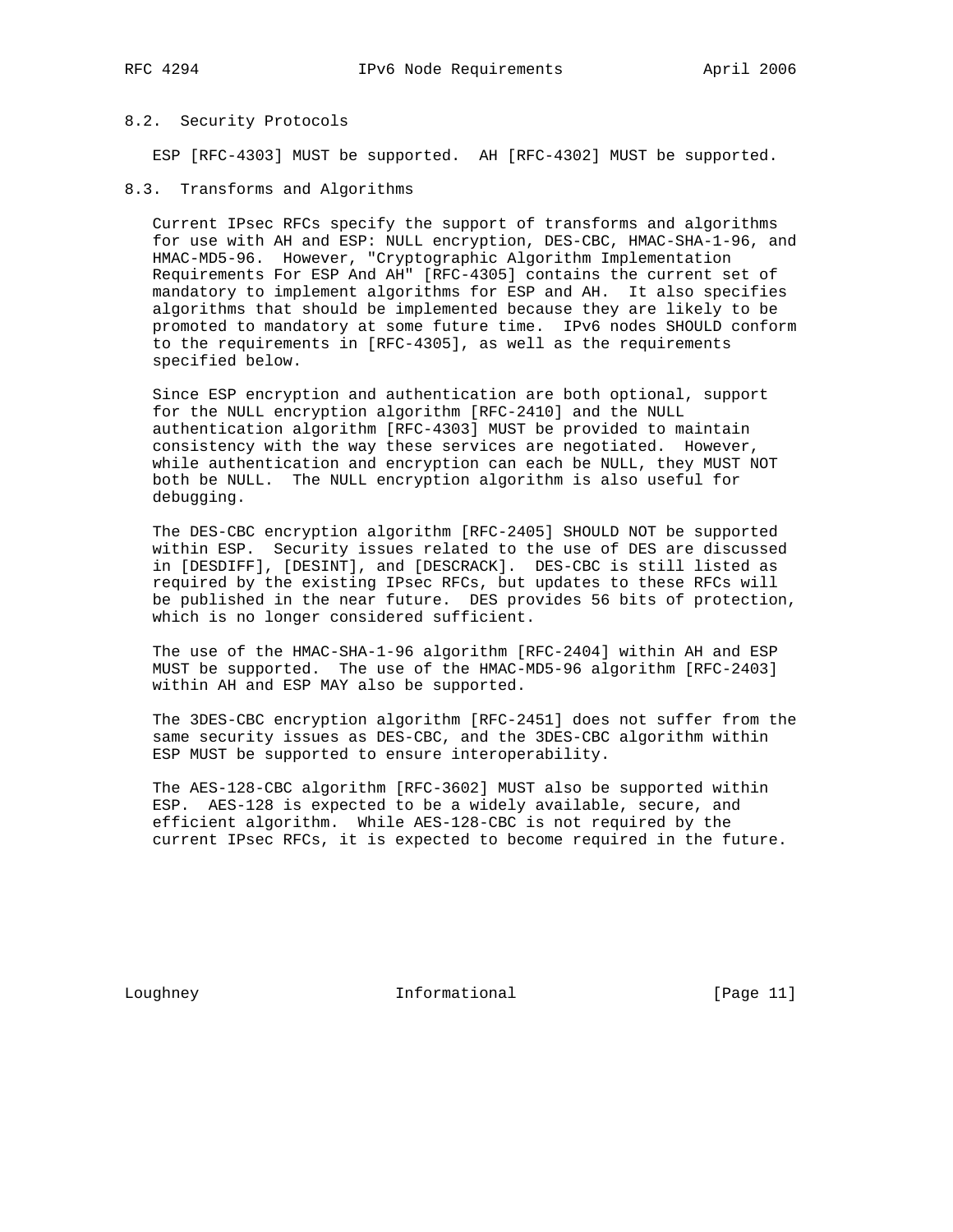### 8.2. Security Protocols

ESP [RFC-4303] MUST be supported. AH [RFC-4302] MUST be supported.

### 8.3. Transforms and Algorithms

Current IPsec RFCs specify the support of transforms and algorithms for use with AH and ESP: NULL encryption, DES-CBC, HMAC-SHA-1-96, and HMAC-MD5-96. However, "Cryptographic Algorithm Implementation Requirements For ESP And AH" [RFC-4305] contains the current set of mandatory to implement algorithms for ESP and AH. It also specifies algorithms that should be implemented because they are likely to be promoted to mandatory at some future time. IPv6 nodes SHOULD conform to the requirements in [RFC-4305], as well as the requirements specified below.

Since ESP encryption and authentication are both optional, support for the NULL encryption algorithm [RFC-2410] and the NULL authentication algorithm [RFC-4303] MUST be provided to maintain consistency with the way these services are negotiated. However, while authentication and encryption can each be NULL, they MUST NOT both be NULL. The NULL encryption algorithm is also useful for debugging.

The DES-CBC encryption algorithm [RFC-2405] SHOULD NOT be supported within ESP. Security issues related to the use of DES are discussed in [DESDIFF], [DESINT], and [DESCRACK]. DES-CBC is still listed as required by the existing IPsec RFCs, but updates to these RFCs will be published in the near future. DES provides 56 bits of protection, which is no longer considered sufficient.

The use of the HMAC-SHA-1-96 algorithm [RFC-2404] within AH and ESP MUST be supported. The use of the HMAC-MD5-96 algorithm [RFC-2403] within AH and ESP MAY also be supported.

The 3DES-CBC encryption algorithm [RFC-2451] does not suffer from the same security issues as DES-CBC, and the 3DES-CBC algorithm within ESP MUST be supported to ensure interoperability.

The AES-128-CBC algorithm [RFC-3602] MUST also be supported within ESP. AES-128 is expected to be a widely available, secure, and efficient algorithm. While AES-128-CBC is not required by the current IPsec RFCs, it is expected to become required in the future.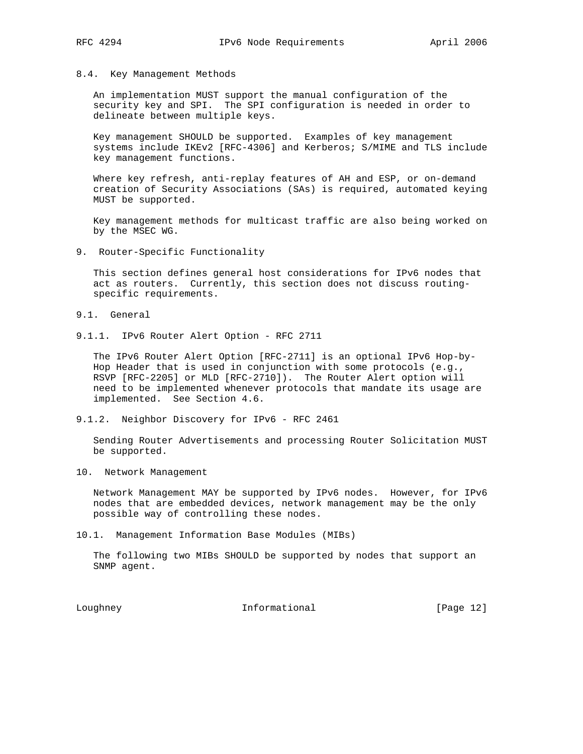### 8.4. Key Management Methods

An implementation MUST support the manual configuration of the security key and SPI. The SPI configuration is needed in order to delineate between multiple keys.

Key management SHOULD be supported. Examples of key management systems include IKEv2 [RFC-4306] and Kerberos; S/MIME and TLS include key management functions.

Where key refresh, anti-replay features of AH and ESP, or on-demand creation of Security Associations (SAs) is required, automated keying MUST be supported.

Key management methods for multicast traffic are also being worked on by the MSEC WG.

## 9. Router-Specific Functionality

This section defines general host considerations for IPv6 nodes that act as routers. Currently, this section does not discuss routing-specific requirements.

### 9.1. General

#### 9.1.1. IPv6 Router Alert Option - RFC 2711

The IPv6 Router Alert Option [RFC-2711] is an optional IPv6 Hop-by-Hop Header that is used in conjunction with some protocols (e.g., RSVP [RFC-2205] or MLD [RFC-2710]). The Router Alert option will need to be implemented whenever protocols that mandate its usage are implemented. See Section 4.6.

#### 9.1.2. Neighbor Discovery for IPv6 - RFC 2461

Sending Router Advertisements and processing Router Solicitation MUST be supported.

## 10. Network Management

Network Management MAY be supported by IPv6 nodes. However, for IPv6 nodes that are embedded devices, network management may be the only possible way of controlling these nodes.

### 10.1. Management Information Base Modules (MIBs)

The following two MIBs SHOULD be supported by nodes that support an SNMP agent.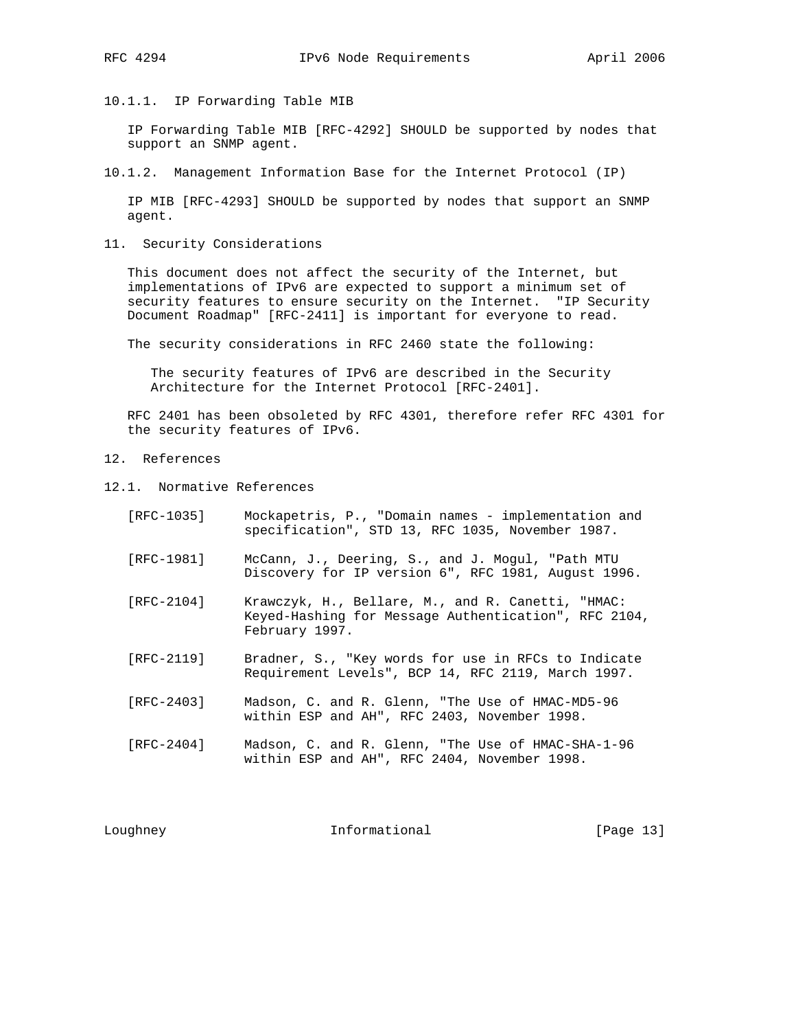#### 10.1.1. IP Forwarding Table MIB

IP Forwarding Table MIB [RFC-4292] SHOULD be supported by nodes that support an SNMP agent.

#### 10.1.2. Management Information Base for the Internet Protocol (IP)

IP MIB [RFC-4293] SHOULD be supported by nodes that support an SNMP agent.

## 11. Security Considerations

This document does not affect the security of the Internet, but implementations of IPv6 are expected to support a minimum set of security features to ensure security on the Internet. "IP Security Document Roadmap" [RFC-2411] is important for everyone to read.

The security considerations in RFC 2460 state the following:

> The security features of IPv6 are described in the Security Architecture for the Internet Protocol [RFC-2401].

RFC 2401 has been obsoleted by RFC 4301, therefore refer RFC 4301 for the security features of IPv6.

## 12. References

### 12.1. Normative References

[RFC-1035] Mockapetris, P., "Domain names - implementation and specification", STD 13, RFC 1035, November 1987.

[RFC-1981] McCann, J., Deering, S., and J. Mogul, "Path MTU Discovery for IP version 6", RFC 1981, August 1996.

[RFC-2104] Krawczyk, H., Bellare, M., and R. Canetti, "HMAC: Keyed-Hashing for Message Authentication", RFC 2104, February 1997.

[RFC-2119] Bradner, S., "Key words for use in RFCs to Indicate Requirement Levels", BCP 14, RFC 2119, March 1997.

[RFC-2403] Madson, C. and R. Glenn, "The Use of HMAC-MD5-96 within ESP and AH", RFC 2403, November 1998.

[RFC-2404] Madson, C. and R. Glenn, "The Use of HMAC-SHA-1-96 within ESP and AH", RFC 2404, November 1998.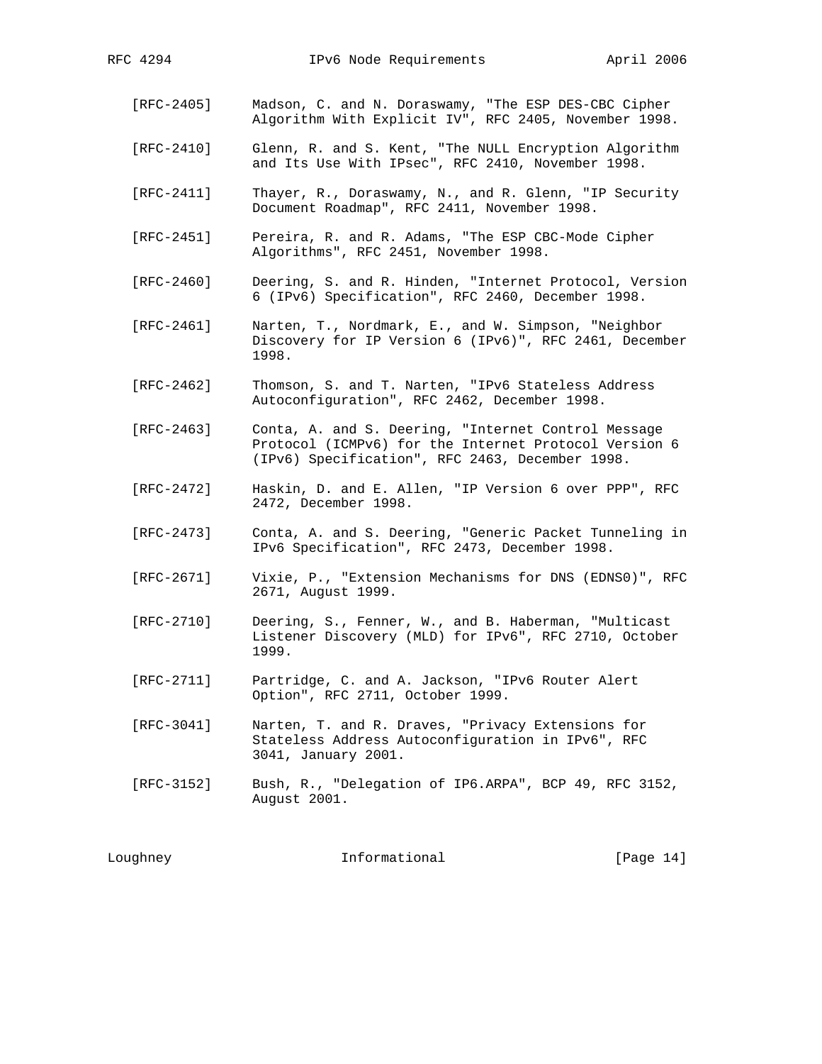[RFC-2405] Madson, C. and N. Doraswamy, "The ESP DES-CBC Cipher Algorithm With Explicit IV", RFC 2405, November 1998.

[RFC-2410] Glenn, R. and S. Kent, "The NULL Encryption Algorithm and Its Use With IPsec", RFC 2410, November 1998.

[RFC-2411] Thayer, R., Doraswamy, N., and R. Glenn, "IP Security Document Roadmap", RFC 2411, November 1998.

[RFC-2451] Pereira, R. and R. Adams, "The ESP CBC-Mode Cipher Algorithms", RFC 2451, November 1998.

[RFC-2460] Deering, S. and R. Hinden, "Internet Protocol, Version 6 (IPv6) Specification", RFC 2460, December 1998.

[RFC-2461] Narten, T., Nordmark, E., and W. Simpson, "Neighbor Discovery for IP Version 6 (IPv6)", RFC 2461, December 1998.

[RFC-2462] Thomson, S. and T. Narten, "IPv6 Stateless Address Autoconfiguration", RFC 2462, December 1998.

[RFC-2463] Conta, A. and S. Deering, "Internet Control Message Protocol (ICMPv6) for the Internet Protocol Version 6 (IPv6) Specification", RFC 2463, December 1998.

[RFC-2472] Haskin, D. and E. Allen, "IP Version 6 over PPP", RFC 2472, December 1998.

[RFC-2473] Conta, A. and S. Deering, "Generic Packet Tunneling in IPv6 Specification", RFC 2473, December 1998.

[RFC-2671] Vixie, P., "Extension Mechanisms for DNS (EDNS0)", RFC 2671, August 1999.

[RFC-2710] Deering, S., Fenner, W., and B. Haberman, "Multicast Listener Discovery (MLD) for IPv6", RFC 2710, October 1999.

[RFC-2711] Partridge, C. and A. Jackson, "IPv6 Router Alert Option", RFC 2711, October 1999.

[RFC-3041] Narten, T. and R. Draves, "Privacy Extensions for Stateless Address Autoconfiguration in IPv6", RFC 3041, January 2001.

[RFC-3152] Bush, R., "Delegation of IP6.ARPA", BCP 49, RFC 3152, August 2001.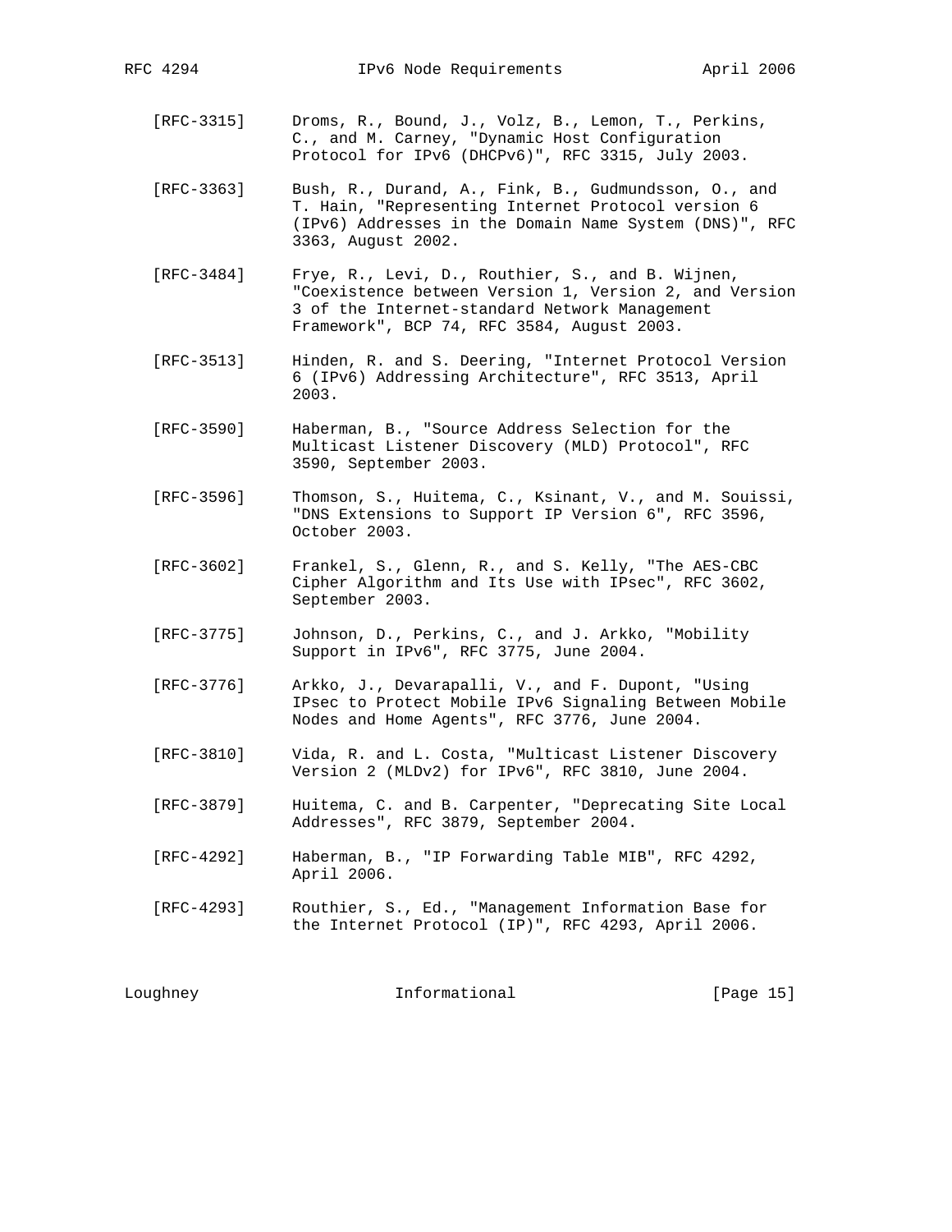[RFC-3315] Droms, R., Bound, J., Volz, B., Lemon, T., Perkins, C., and M. Carney, "Dynamic Host Configuration Protocol for IPv6 (DHCPv6)", RFC 3315, July 2003.

[RFC-3363] Bush, R., Durand, A., Fink, B., Gudmundsson, O., and T. Hain, "Representing Internet Protocol version 6 (IPv6) Addresses in the Domain Name System (DNS)", RFC 3363, August 2002.

[RFC-3484] Frye, R., Levi, D., Routhier, S., and B. Wijnen, "Coexistence between Version 1, Version 2, and Version 3 of the Internet-standard Network Management Framework", BCP 74, RFC 3584, August 2003.

[RFC-3513] Hinden, R. and S. Deering, "Internet Protocol Version 6 (IPv6) Addressing Architecture", RFC 3513, April 2003.

[RFC-3590] Haberman, B., "Source Address Selection for the Multicast Listener Discovery (MLD) Protocol", RFC 3590, September 2003.

[RFC-3596] Thomson, S., Huitema, C., Ksinant, V., and M. Souissi, "DNS Extensions to Support IP Version 6", RFC 3596, October 2003.

[RFC-3602] Frankel, S., Glenn, R., and S. Kelly, "The AES-CBC Cipher Algorithm and Its Use with IPsec", RFC 3602, September 2003.

[RFC-3775] Johnson, D., Perkins, C., and J. Arkko, "Mobility Support in IPv6", RFC 3775, June 2004.

[RFC-3776] Arkko, J., Devarapalli, V., and F. Dupont, "Using IPsec to Protect Mobile IPv6 Signaling Between Mobile Nodes and Home Agents", RFC 3776, June 2004.

[RFC-3810] Vida, R. and L. Costa, "Multicast Listener Discovery Version 2 (MLDv2) for IPv6", RFC 3810, June 2004.

[RFC-3879] Huitema, C. and B. Carpenter, "Deprecating Site Local Addresses", RFC 3879, September 2004.

[RFC-4292] Haberman, B., "IP Forwarding Table MIB", RFC 4292, April 2006.

[RFC-4293] Routhier, S., Ed., "Management Information Base for the Internet Protocol (IP)", RFC 4293, April 2006.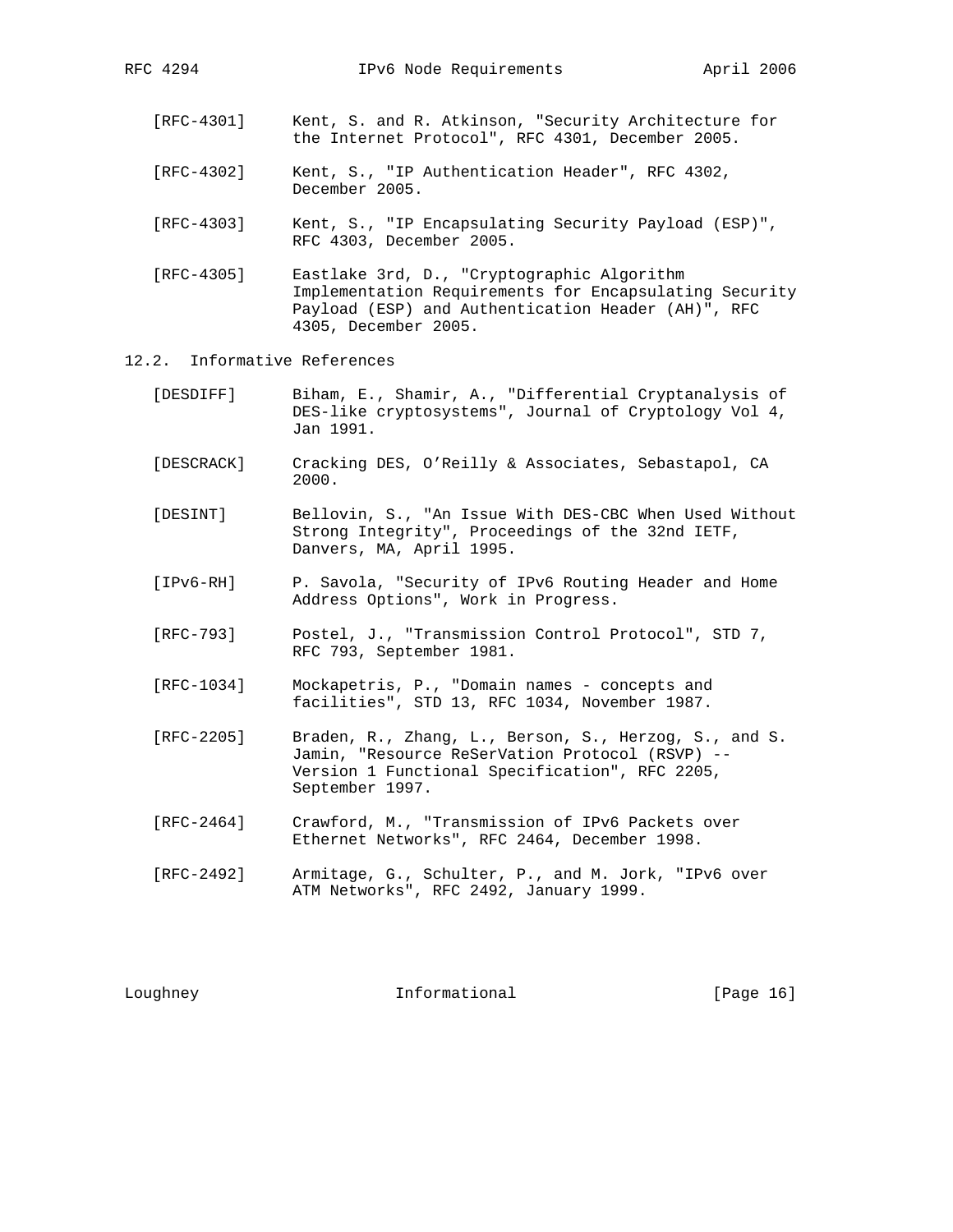[RFC-4301] Kent, S. and R. Atkinson, "Security Architecture for the Internet Protocol", RFC 4301, December 2005.

[RFC-4302] Kent, S., "IP Authentication Header", RFC 4302, December 2005.

[RFC-4303] Kent, S., "IP Encapsulating Security Payload (ESP)", RFC 4303, December 2005.

[RFC-4305] Eastlake 3rd, D., "Cryptographic Algorithm Implementation Requirements for Encapsulating Security Payload (ESP) and Authentication Header (AH)", RFC 4305, December 2005.

## 12.2. Informative References

[DESDIFF] Biham, E., Shamir, A., "Differential Cryptanalysis of DES-like cryptosystems", Journal of Cryptology Vol 4, Jan 1991.

[DESCRACK] Cracking DES, O'Reilly & Associates, Sebastapol, CA 2000.

[DESINT] Bellovin, S., "An Issue With DES-CBC When Used Without Strong Integrity", Proceedings of the 32nd IETF, Danvers, MA, April 1995.

[IPv6-RH] P. Savola, "Security of IPv6 Routing Header and Home Address Options", Work in Progress.

[RFC-793] Postel, J., "Transmission Control Protocol", STD 7, RFC 793, September 1981.

[RFC-1034] Mockapetris, P., "Domain names - concepts and facilities", STD 13, RFC 1034, November 1987.

[RFC-2205] Braden, R., Zhang, L., Berson, S., Herzog, S., and S. Jamin, "Resource ReSerVation Protocol (RSVP) -- Version 1 Functional Specification", RFC 2205, September 1997.

[RFC-2464] Crawford, M., "Transmission of IPv6 Packets over Ethernet Networks", RFC 2464, December 1998.

[RFC-2492] Armitage, G., Schulter, P., and M. Jork, "IPv6 over ATM Networks", RFC 2492, January 1999.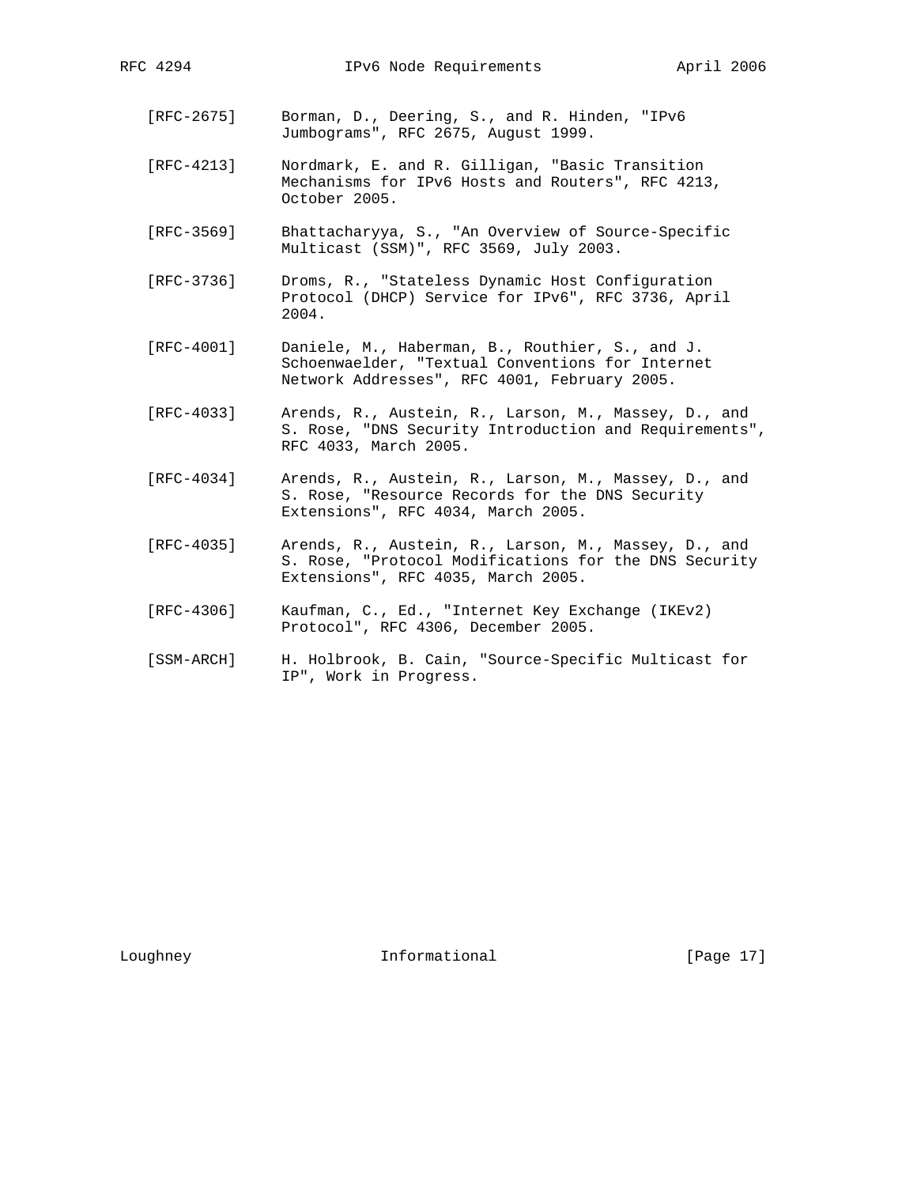[RFC-2675] Borman, D., Deering, S., and R. Hinden, "IPv6 Jumbograms", RFC 2675, August 1999.

[RFC-4213] Nordmark, E. and R. Gilligan, "Basic Transition Mechanisms for IPv6 Hosts and Routers", RFC 4213, October 2005.

[RFC-3569] Bhattacharyya, S., "An Overview of Source-Specific Multicast (SSM)", RFC 3569, July 2003.

[RFC-3736] Droms, R., "Stateless Dynamic Host Configuration Protocol (DHCP) Service for IPv6", RFC 3736, April 2004.

[RFC-4001] Daniele, M., Haberman, B., Routhier, S., and J. Schoenwaelder, "Textual Conventions for Internet Network Addresses", RFC 4001, February 2005.

[RFC-4033] Arends, R., Austein, R., Larson, M., Massey, D., and S. Rose, "DNS Security Introduction and Requirements", RFC 4033, March 2005.

[RFC-4034] Arends, R., Austein, R., Larson, M., Massey, D., and S. Rose, "Resource Records for the DNS Security Extensions", RFC 4034, March 2005.

[RFC-4035] Arends, R., Austein, R., Larson, M., Massey, D., and S. Rose, "Protocol Modifications for the DNS Security Extensions", RFC 4035, March 2005.

[RFC-4306] Kaufman, C., Ed., "Internet Key Exchange (IKEv2) Protocol", RFC 4306, December 2005.

[SSM-ARCH] H. Holbrook, B. Cain, "Source-Specific Multicast for IP", Work in Progress.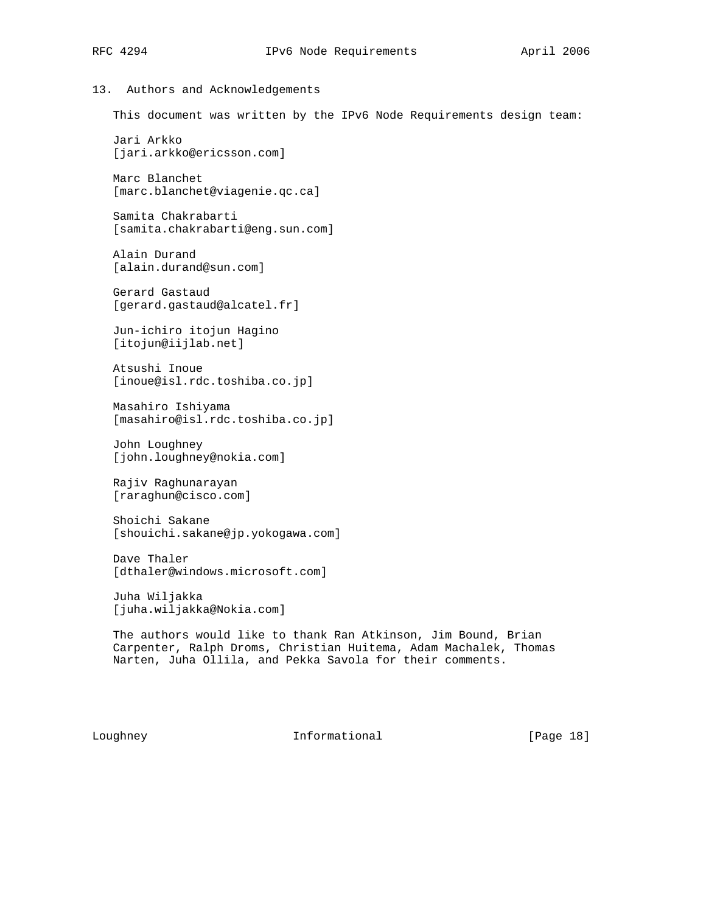## 13. Authors and Acknowledgements

This document was written by the IPv6 Node Requirements design team:

Jari Arkko
[jari.arkko@ericsson.com]

Marc Blanchet
[marc.blanchet@viagenie.qc.ca]

Samita Chakrabarti
[samita.chakrabarti@eng.sun.com]

Alain Durand
[alain.durand@sun.com]

Gerard Gastaud
[gerard.gastaud@alcatel.fr]

Jun-ichiro itojun Hagino
[itojun@iijlab.net]

Atsushi Inoue
[inoue@isl.rdc.toshiba.co.jp]

Masahiro Ishiyama
[masahiro@isl.rdc.toshiba.co.jp]

John Loughney
[john.loughney@nokia.com]

Rajiv Raghunarayan
[raraghun@cisco.com]

Shoichi Sakane
[shouichi.sakane@jp.yokogawa.com]

Dave Thaler
[dthaler@windows.microsoft.com]

Juha Wiljakka
[juha.wiljakka@Nokia.com]

The authors would like to thank Ran Atkinson, Jim Bound, Brian Carpenter, Ralph Droms, Christian Huitema, Adam Machalek, Thomas Narten, Juha Ollila, and Pekka Savola for their comments.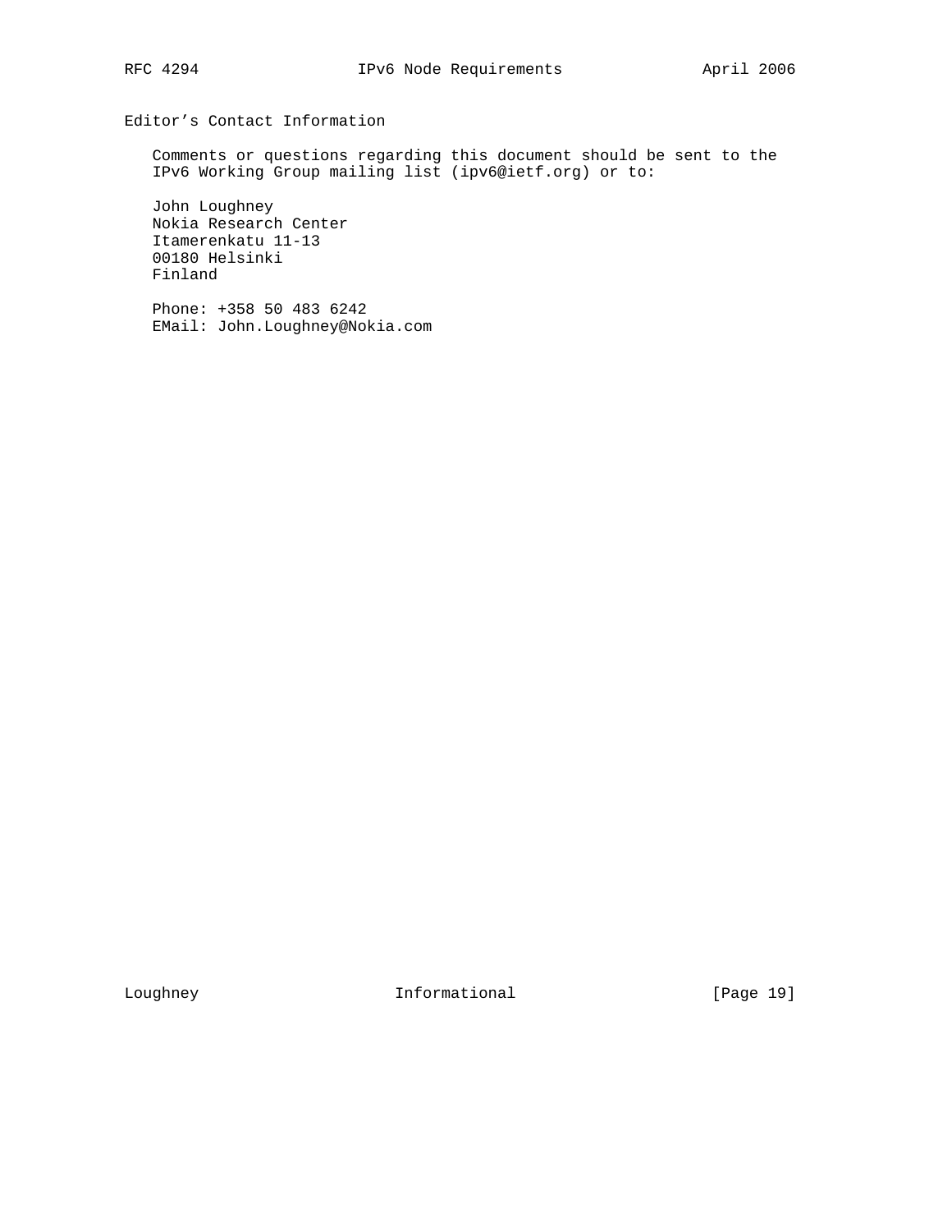## Editor's Contact Information

Comments or questions regarding this document should be sent to the IPv6 Working Group mailing list (ipv6@ietf.org) or to:

John Loughney
Nokia Research Center
Itamerenkatu 11-13
00180 Helsinki
Finland

Phone: +358 50 483 6242
EMail: John.Loughney@Nokia.com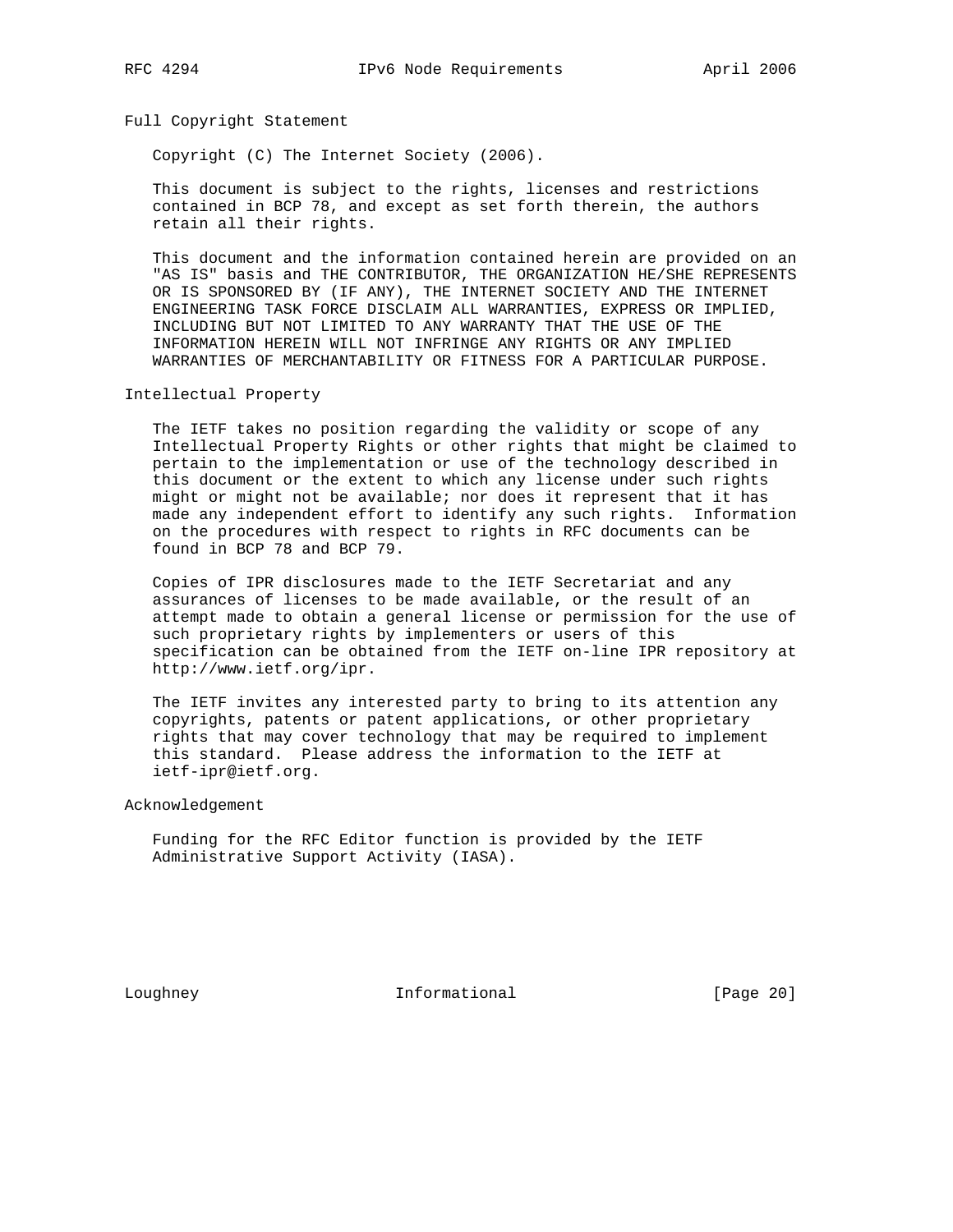## Full Copyright Statement

Copyright (C) The Internet Society (2006).

This document is subject to the rights, licenses and restrictions contained in BCP 78, and except as set forth therein, the authors retain all their rights.

This document and the information contained herein are provided on an "AS IS" basis and THE CONTRIBUTOR, THE ORGANIZATION HE/SHE REPRESENTS OR IS SPONSORED BY (IF ANY), THE INTERNET SOCIETY AND THE INTERNET ENGINEERING TASK FORCE DISCLAIM ALL WARRANTIES, EXPRESS OR IMPLIED, INCLUDING BUT NOT LIMITED TO ANY WARRANTY THAT THE USE OF THE INFORMATION HEREIN WILL NOT INFRINGE ANY RIGHTS OR ANY IMPLIED WARRANTIES OF MERCHANTABILITY OR FITNESS FOR A PARTICULAR PURPOSE.

## Intellectual Property

The IETF takes no position regarding the validity or scope of any Intellectual Property Rights or other rights that might be claimed to pertain to the implementation or use of the technology described in this document or the extent to which any license under such rights might or might not be available; nor does it represent that it has made any independent effort to identify any such rights. Information on the procedures with respect to rights in RFC documents can be found in BCP 78 and BCP 79.

Copies of IPR disclosures made to the IETF Secretariat and any assurances of licenses to be made available, or the result of an attempt made to obtain a general license or permission for the use of such proprietary rights by implementers or users of this specification can be obtained from the IETF on-line IPR repository at http://www.ietf.org/ipr.

The IETF invites any interested party to bring to its attention any copyrights, patents or patent applications, or other proprietary rights that may cover technology that may be required to implement this standard. Please address the information to the IETF at ietf-ipr@ietf.org.

## Acknowledgement

Funding for the RFC Editor function is provided by the IETF Administrative Support Activity (IASA).